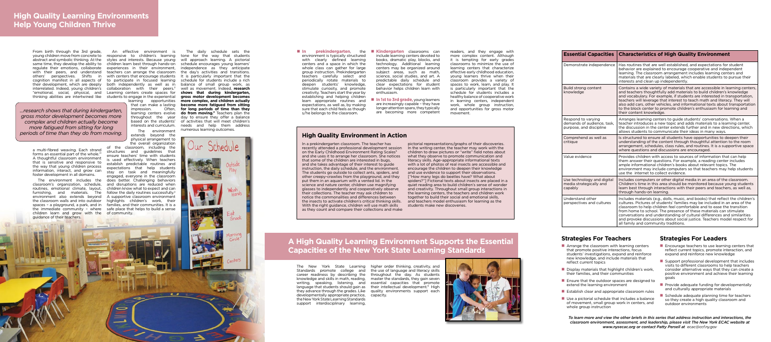# High Quality Learning Environments Help Young Children Thrive

From birth through the 3rd grade, young children move from concrete to abstract and symbolic thinking. At the same time, they develop the ability to regulate their emotions, collaborate with their peers, and understand others' perspectives. Shifts in cognition manifest in all aspects of their development, which are deeply interrelated. Indeed, young children's "emotional, social, physical, and thinking abilities are intertwined like a multi-fibred weaving. Each strand forms an essential part of the whole."[1] A thoughtful classroom environment that is sensitive and responsive to the way that young children process information, interact, and grow can foster development in all domains.

*...research shows that during kindergarten, gross motor development becomes more complex and children actually become more fatigued from sitting for long periods of time than they do from moving.*

The environment includes the classroom's organization, schedule, routines, emotional climate, layout, furnishing, and materials. The environment also extends beyond the classroom walls and into outdoor spaces – a playground, a park, and in the immediate community – where children learn and grow with the guidance of their teachers.

An effective environment is responsive to children's learning styles and interests. Because young children learn best through hands-on experiences in their environment, teachers can arrange the classroom with centers that encourage students to participate in focused learning both independently as well as in collaboration with their peers.[2] Learning centers create spaces for students to engage in the experiential learning opportunities that can make a lasting impression. Often, learning centers evolve throughout the year based on the students' interests and curriculum.

The environment extends beyond the physical arrangement to the overall organization of the classroom, including the structures and guidelines that ensure teachers' time with students is used effectively. When teachers establish predictable routines and expectations that help students stay on task and meaningfully engaged, everyone in the classroom does better. Challenging behaviors and disruptions are reduced when children know what to expect and can follow the daily routines successfully.[3] A supportive classroom environment highlights children's work, their families, and their communities. It is a safe place that helps to build a sense of community.

The daily schedule sets the tone for the way that students will approach learning. A pictorial schedule encourages young learners' independence as they anticipate the day's activities and transitions. It is particularly important that the schedule for students include a rich balance of small group work, as well as movement. Indeed, **research shows that during kindergarten, gross motor development becomes more complex, and children actually become more fatigued from sitting for long periods of time than they do from moving.**[4] Teachers plan the day to ensure they offer a balance of activities that will meet children's needs and help them address numerous learning outcomes.

- **In prekindergarten**, the environment is typically structured with clearly defined learning centers and a space in which the whole class can gather for large group instruction. Prekindergarten teachers carefully select and periodically rotate materials to deepen students' knowledge, stimulate curiosity, and promote creativity. Teachers start the year by establishing and helping children learn appropriate routines and expectations, as well as, by making sure that each child feels as though s/he belongs to the classroom.
- **Kindergarten** classrooms can include learning centers devoted to books, dramatic play, blocks, and technology. Additional learning centers may be organized around subject areas, such as math, science, social studies, and art. A predictable daily schedule and clear expectations for student behavior helps children learn with enthusiasm.
- **In 1st to 3rd grade,** young learners are increasingly capable – they have longer attention spans, they typically are becoming more competent readers, and they engage with more complex content. Although it is tempting for early grades classrooms to minimize the use of learning centers that characterize effective early childhood education, young learners thrive when their classroom provides a variety of spaces to work, learn, and play. It is particularly important that the schedule for students includes a healthy balance of cooperative work in learning centers, independent work, whole group instruction, and opportunities for gross motor movement.

## High Quality Environment in Action

In a prekindergarten classroom. The teacher has recently attended a professional development session on the Early Childhood Environment Rating Scales[5] and she uses it to arrange her classroom. She notices that some of the children are interested in bugs, and she takes advantage of their interest to guide instruction, the daily schedule, and the environment. The students go outside to collect ants, spiders, and other creepy-crawlies from the playground, and they put them in an aquarium with a vented lid. In the science and nature center, children use magnifying glasses to independently and cooperatively observe their collections. The teacher may ask children to notice the commonalities and differences between the insects to activate children's critical thinking skills. With the right guidance, children will use math skills as they count and compare their collections and make pictorial representations/graphs of their discoveries. In the writing center, the teacher may work with the children to draw pictures or "write" field notes about what they observe to promote communication and literacy skills. Age-appropriate informational texts with a lot of photos of real insects are accessible and encourage the children to deepen their knowledge and use evidence to support their observations. ["How many legs do beetles have? What about spiders?"] Fictional texts about insects are placed in a quiet reading area to build children's sense of wonder and creativity. Throughout small group interactions in the learning centers, the teachers and children work together to build their social and emotional skills, and teachers model enthusiasm for learning as the students make new discoveries.

## A High Quality Learning Environment Supports the Essential Capacities of the New York State Learning Standards

The New York State Learning Standards promote college and career readiness by describing the knowledge and skills in math, reading, writing, speaking, listening, and language that students should gain as they advance through the grades. Like developmentally appropriate practice, the New York State Learning Standards support interdisciplinary learning, higher order thinking, creativity, and the use of language and literacy skills throughout the day. As students master the standards, they gain seven essential capacities that promote their intellectual development.[6] High quality environments support each capacity.

| Essential Capacities | Characteristics of High Quality Environment |
|---|---|
| Demonstrate independence | Has routines that are well established, and expectations for student behavior are explained to encourage cooperative and independent learning. The classroom arrangement includes learning centers and materials that are clearly labeled, which enable students to pursue their interests and clean up independently. |
| Build strong content knowledge | Contains a wide variety of materials that are accessible in learning centers, and teachers thoughtfully add materials to build children's knowledge and vocabulary. For example, if students are interested in transportation, teachers will leverage that interest to teach math and literacy. They will also add cars, other vehicles, and informational texts about transportation to the block center to promote children's enthusiasm for learning and their content knowledge. |
| Respond to varying demands of audience, task, purpose, and discipline | Arranges learning centers to guide students' conversations. When a teacher introduces a new topic and adds materials to a learning center, the discussion in the center extends further and in new directions, which allows students to communicate their ideas in many ways. |
| Comprehend as well as critique | Is structured to ensure all students have opportunities to deepen their understanding of the content through thoughtful attention to the room arrangement, schedules, class rules, and routines. It is a supportive space where questions and discussions are encouraged. |
| Value evidence | Provides children with access to sources of information that can help them answer their questions. For example, a reading center includes ample informational children's books about relevant topics. The environment may include computers so that teachers may help students use the internet to collect evidence. |
| Use technology and digital media strategically and capably | Includes computers or other digital media in an area of the classroom. Children's time in this area should be monitored because young students learn best through interactions with their peers and teachers, as well as, through hands-on learning. |
| Understand other perspectives and cultures | Includes materials (e.g., dolls, music, and books) that reflect the children's cultures. Pictures of students' families may be included in an area of the classroom to help children feel comfortable and to ease the transition from home to school. The presence of these materials can stimulate conversations and understanding of cultural differences and similarities and provoke discussions about social justice. Teachers model respect for all family and community traditions. |

### Strategies For Teachers

- Arrange the classroom with learning centers that promote positive interactions, focus students' investigations, expand and reinforce new knowledge, and include materials that reflect current topics
- Display materials that highlight children's work, their families, and their communities
- Ensure that the outdoor spaces are designed to extend the learning environment
- Establish clear and appropriate classroom rules
- Use a pictorial schedule that includes a balance of movement, small group work in centers, and whole group instruction

### Strategies For Leaders

- Encourage teachers to use learning centers that reflect current topics, promote interaction, and expand and reinforce new knowledge
- Support professional development that includes visits to different classrooms to help teachers consider alternative ways that they can create a positive environment and achieve their learning goals
- Provide adequate funding for developmentally and culturally appropriate materials
- Schedule adequate planning time for teachers so they create a high quality classroom and outdoor environments

*To learn more and view the other briefs in this series that address instruction and interactions, the classroom environment, assessment, and leadership, please visit The New York ECAC website at www.nysecac.org or contact Patty Persell at ecac@ccf.ny.gov*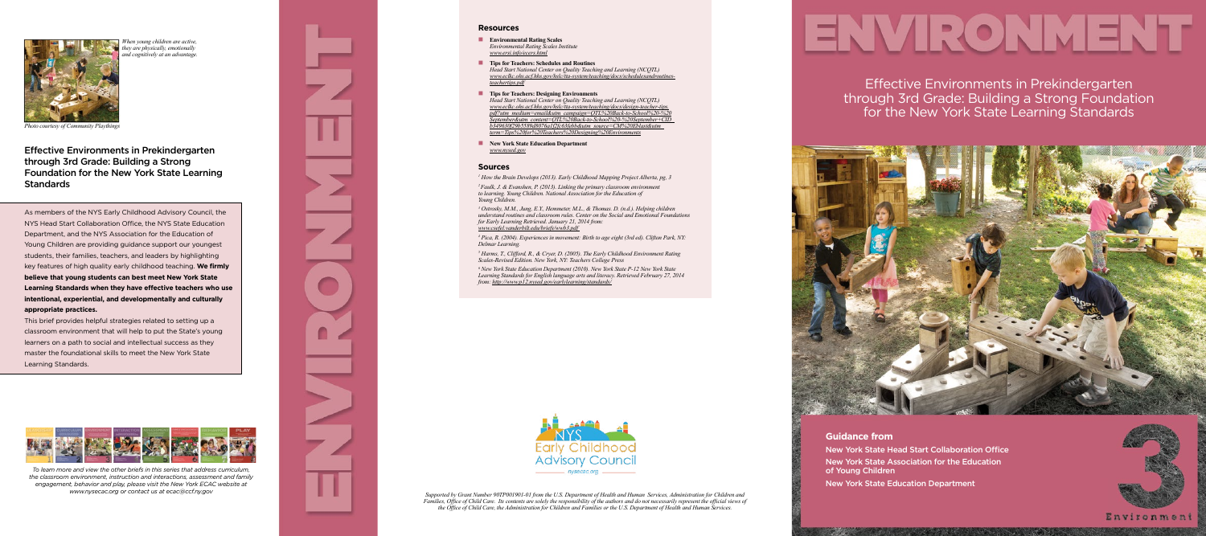*When young children are active, they are physically, emotionally and cognitively at an advantage.*

*Photo courtesy of Community Playthings*

## Effective Environments in Prekindergarten through 3rd Grade: Building a Strong Foundation for the New York State Learning Standards

As members of the NYS Early Childhood Advisory Council, the NYS Head Start Collaboration Office, the NYS State Education Department, and the NYS Association for the Education of Young Children are providing guidance support our youngest students, their families, teachers, and leaders by highlighting key features of high quality early childhood teaching. **We firmly believe that young students can best meet New York State Learning Standards when they have effective teachers who use intentional, experiential, and developmentally and culturally appropriate practices.**

This brief provides helpful strategies related to setting up a classroom environment that will help to put the State's young learners on a path to social and intellectual success as they master the foundational skills to meet the New York State Learning Standards.

*To learn more and view the other briefs in this series that address curriculum, the classroom environment, instruction and interactions, assessment and family engagement, behavior and play, please visit the New York ECAC website at www.nysecac.org or contact us at ecac@ccf.ny.gov*

ENVIRONMENT

### Resources

- **Environmental Rating Scales**
  *Environmental Rating Scales Institute*
  *www.ersi.info/ecers.html*
- **Tips for Teachers: Schedules and Routines**
  *Head Start National Center on Quality Teaching and Learning (NCQTL)*
  *www.eclkc.ohs.acf.hhs.gov/hslc/tta-system/teaching/docs/schedulesandroutines-teachertips.pdf*
- **Tips for Teachers: Designing Environments**
  *Head Start National Center on Quality Teaching and Learning (NCQTL)*
  *www.eclkc.ohs.acf.hhs.gov/hslc/tta-system/teaching/docs/design-teacher-tips.pdf?utm_medium=email&utm_campaign=QTL%20Back-to-School%20-%20September&utm_content=QTL%20Back-to-School%20-%20September+CID_b349630f29b5589d8076a1f2fc63fd0b&utm_source=CM%20Eblast&utm_term=Tips%20for%20Teachers%20Designing%20Environments*
- **New York State Education Department**
  *www.nysed.gov*

### Sources

*[1] How the Brain Develops (2013). Early Childhood Mapping Project Alberta, pg. 3*

*[2] Faulk, J. & Evanshen, P. (2013). Linking the primary classroom environment to learning. Young Children. National Association for the Education of Young Children.*

*[3] Ostrosky, M.M., Jung, E.Y., Hemmeter, M.L., & Thomas. D. (n.d.). Helping children understand routines and classroom rules. Center on the Social and Emotional Foundations for Early Learning Retrieved. January 21, 2014 from: www.csefel.vanderbilt.edu/briefs/wwb3.pdf*

*[4] Pica, R. (2004). Experiences in movement: Birth to age eight (3rd ed). Clifton Park, NY: Delmar Learning.*

*[5] Harms, T., Clifford, R., & Cryer, D. (2005). The Early Childhood Environment Rating Scales-Revised Edition. New York, NY: Teachers College Press*

*[6] New York State Education Department (2010). New York State P-12 New York State Learning Standards for English language arts and literacy. Retrieved February 27, 2014 from: http://www.p12.nysed.gov/earlylearning/standards/*

NYS Early Childhood Advisory Council
nysecac.org

*Supported by Grant Number 90TP001901-01 from the U.S. Department of Health and Human Services, Administration for Children and Families, Office of Child Care. Its contents are solely the responsibility of the authors and do not necessarily represent the official views of the Office of Child Care, the Administration for Children and Families or the U.S. Department of Health and Human Services.*

# ENVIRONMENT

## Effective Environments in Prekindergarten through 3rd Grade: Building a Strong Foundation for the New York State Learning Standards

### Guidance from

New York State Head Start Collaboration Office

New York State Association for the Education of Young Children

New York State Education Department

3

Environment